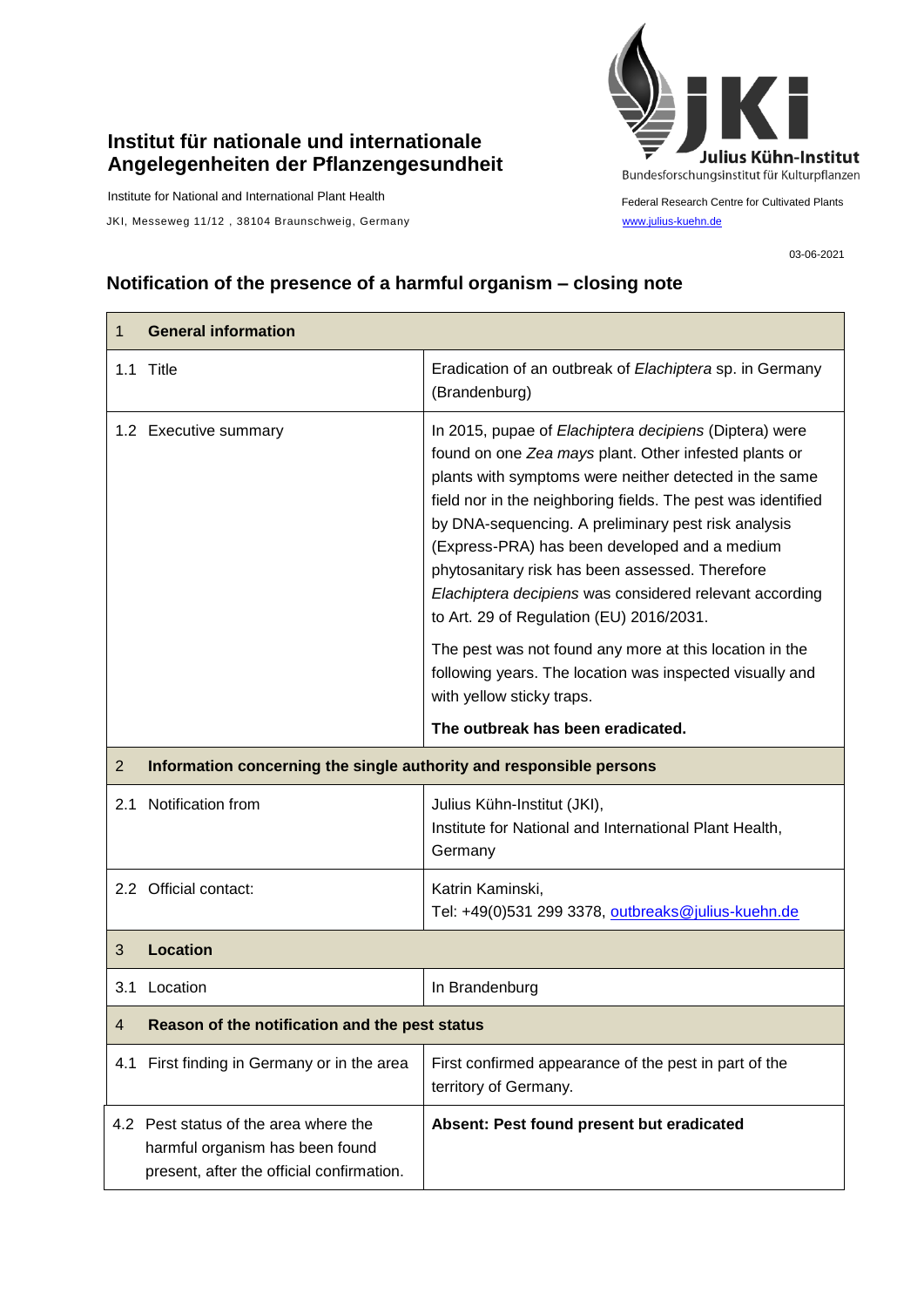**Institut für nationale und internationale Angelegenheiten der Pflanzengesundheit**

Institute for National and International Plant Health

JKI, Messeweg 11/12 , 38104 Braunschweig, Germany

Julius Kühn-Institut
Bundesforschungsinstitut für Kulturpflanzen

Federal Research Centre for Cultivated Plants
www.julius-kuehn.de

03-06-2021

## Notification of the presence of a harmful organism – closing note

| **1 General information** | |
|---|---|
| 1.1 Title | Eradication of an outbreak of *Elachiptera* sp. in Germany (Brandenburg) |
| 1.2 Executive summary | In 2015, pupae of *Elachiptera decipiens* (Diptera) were found on one *Zea mays* plant. Other infested plants or plants with symptoms were neither detected in the same field nor in the neighboring fields. The pest was identified by DNA-sequencing. A preliminary pest risk analysis (Express-PRA) has been developed and a medium phytosanitary risk has been assessed. Therefore *Elachiptera decipiens* was considered relevant according to Art. 29 of Regulation (EU) 2016/2031.<br><br>The pest was not found any more at this location in the following years. The location was inspected visually and with yellow sticky traps.<br><br>**The outbreak has been eradicated.** |
| **2 Information concerning the single authority and responsible persons** | |
| 2.1 Notification from | Julius Kühn-Institut (JKI), Institute for National and International Plant Health, Germany |
| 2.2 Official contact: | Katrin Kaminski, Tel: +49(0)531 299 3378, outbreaks@julius-kuehn.de |
| **3 Location** | |
| 3.1 Location | In Brandenburg |
| **4 Reason of the notification and the pest status** | |
| 4.1 First finding in Germany or in the area | First confirmed appearance of the pest in part of the territory of Germany. |
| 4.2 Pest status of the area where the harmful organism has been found present, after the official confirmation. | **Absent: Pest found present but eradicated** |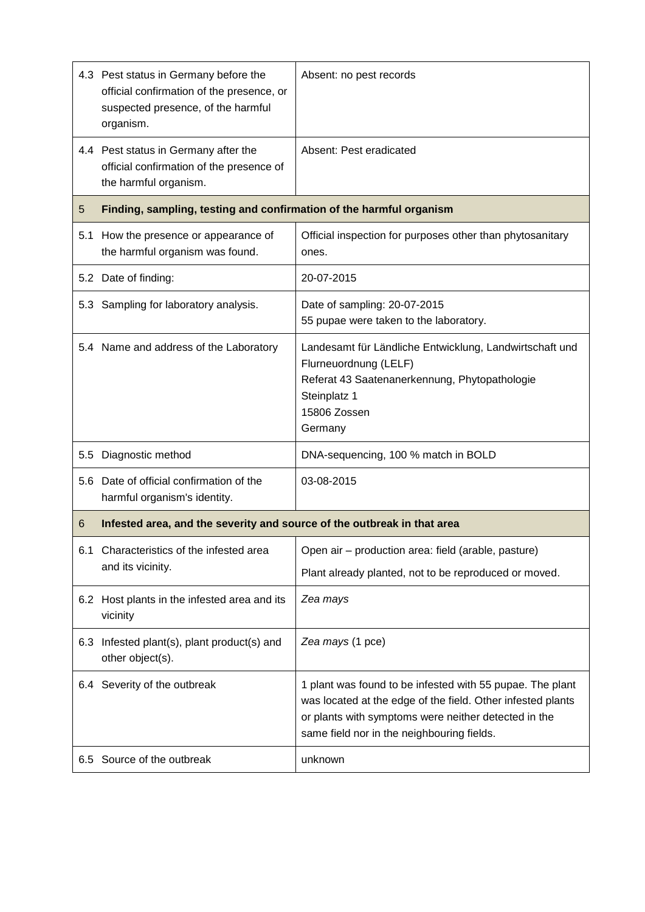| | | |
|---|---|---|
| 4.3 | Pest status in Germany before the official confirmation of the presence, or suspected presence, of the harmful organism. | Absent: no pest records |
| 4.4 | Pest status in Germany after the official confirmation of the presence of the harmful organism. | Absent: Pest eradicated |
| **5** | **Finding, sampling, testing and confirmation of the harmful organism** | |
| 5.1 | How the presence or appearance of the harmful organism was found. | Official inspection for purposes other than phytosanitary ones. |
| 5.2 | Date of finding: | 20-07-2015 |
| 5.3 | Sampling for laboratory analysis. | Date of sampling: 20-07-2015<br>55 pupae were taken to the laboratory. |
| 5.4 | Name and address of the Laboratory | Landesamt für Ländliche Entwicklung, Landwirtschaft und Flurneuordnung (LELF)<br>Referat 43 Saatenanerkennung, Phytopathologie<br>Steinplatz 1<br>15806 Zossen<br>Germany |
| 5.5 | Diagnostic method | DNA-sequencing, 100 % match in BOLD |
| 5.6 | Date of official confirmation of the harmful organism's identity. | 03-08-2015 |
| **6** | **Infested area, and the severity and source of the outbreak in that area** | |
| 6.1 | Characteristics of the infested area and its vicinity. | Open air – production area: field (arable, pasture)<br>Plant already planted, not to be reproduced or moved. |
| 6.2 | Host plants in the infested area and its vicinity | *Zea mays* |
| 6.3 | Infested plant(s), plant product(s) and other object(s). | *Zea mays* (1 pce) |
| 6.4 | Severity of the outbreak | 1 plant was found to be infested with 55 pupae. The plant was located at the edge of the field. Other infested plants or plants with symptoms were neither detected in the same field nor in the neighbouring fields. |
| 6.5 | Source of the outbreak | unknown |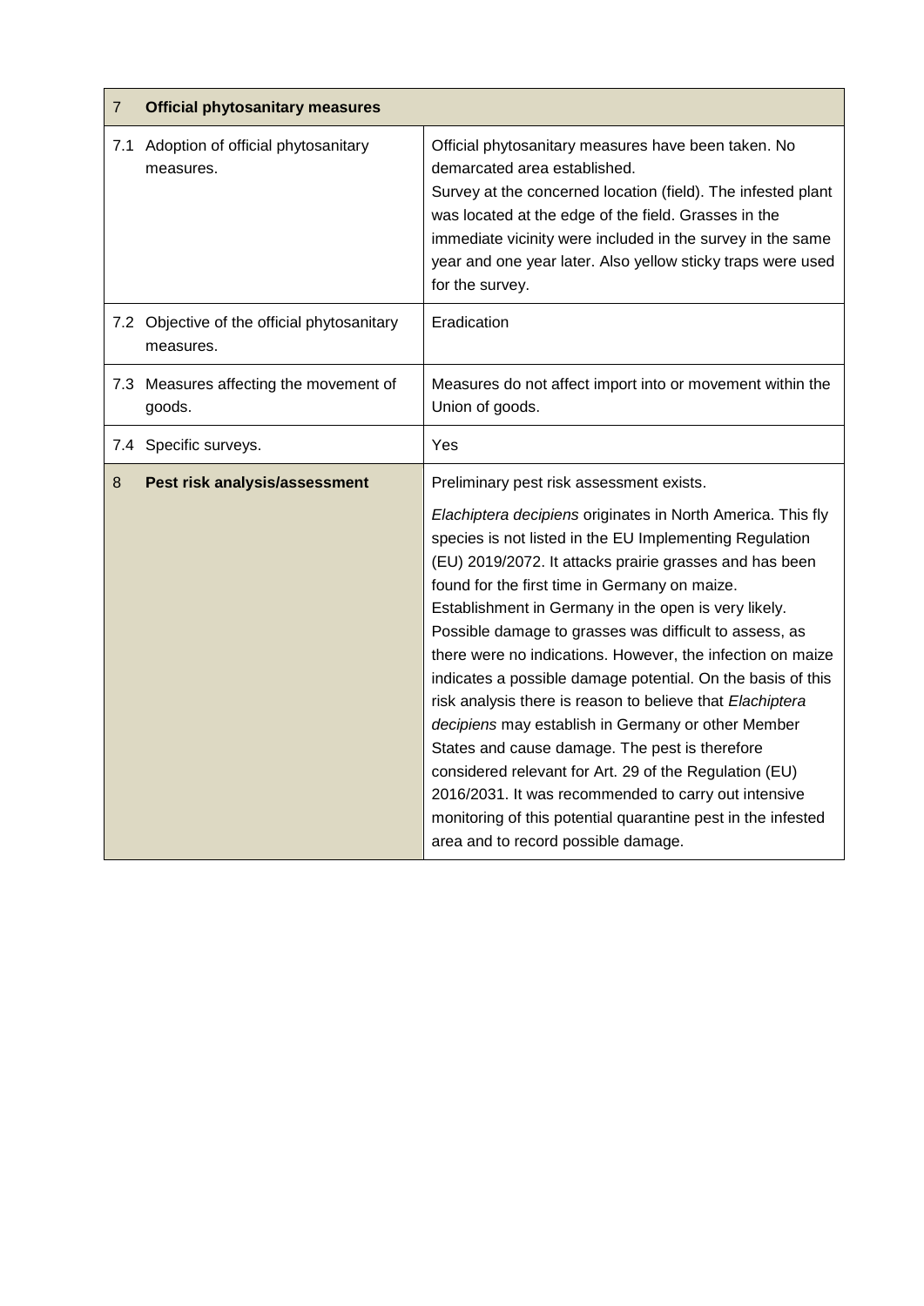| 7 | Official phytosanitary measures | |
|---|---|---|
| 7.1 | Adoption of official phytosanitary measures. | Official phytosanitary measures have been taken. No demarcated area established.<br>Survey at the concerned location (field). The infested plant was located at the edge of the field. Grasses in the immediate vicinity were included in the survey in the same year and one year later. Also yellow sticky traps were used for the survey. |
| 7.2 | Objective of the official phytosanitary measures. | Eradication |
| 7.3 | Measures affecting the movement of goods. | Measures do not affect import into or movement within the Union of goods. |
| 7.4 | Specific surveys. | Yes |
| 8 | **Pest risk analysis/assessment** | Preliminary pest risk assessment exists.<br>*Elachiptera decipiens* originates in North America. This fly species is not listed in the EU Implementing Regulation (EU) 2019/2072. It attacks prairie grasses and has been found for the first time in Germany on maize. Establishment in Germany in the open is very likely. Possible damage to grasses was difficult to assess, as there were no indications. However, the infection on maize indicates a possible damage potential. On the basis of this risk analysis there is reason to believe that *Elachiptera decipiens* may establish in Germany or other Member States and cause damage. The pest is therefore considered relevant for Art. 29 of the Regulation (EU) 2016/2031. It was recommended to carry out intensive monitoring of this potential quarantine pest in the infested area and to record possible damage. |